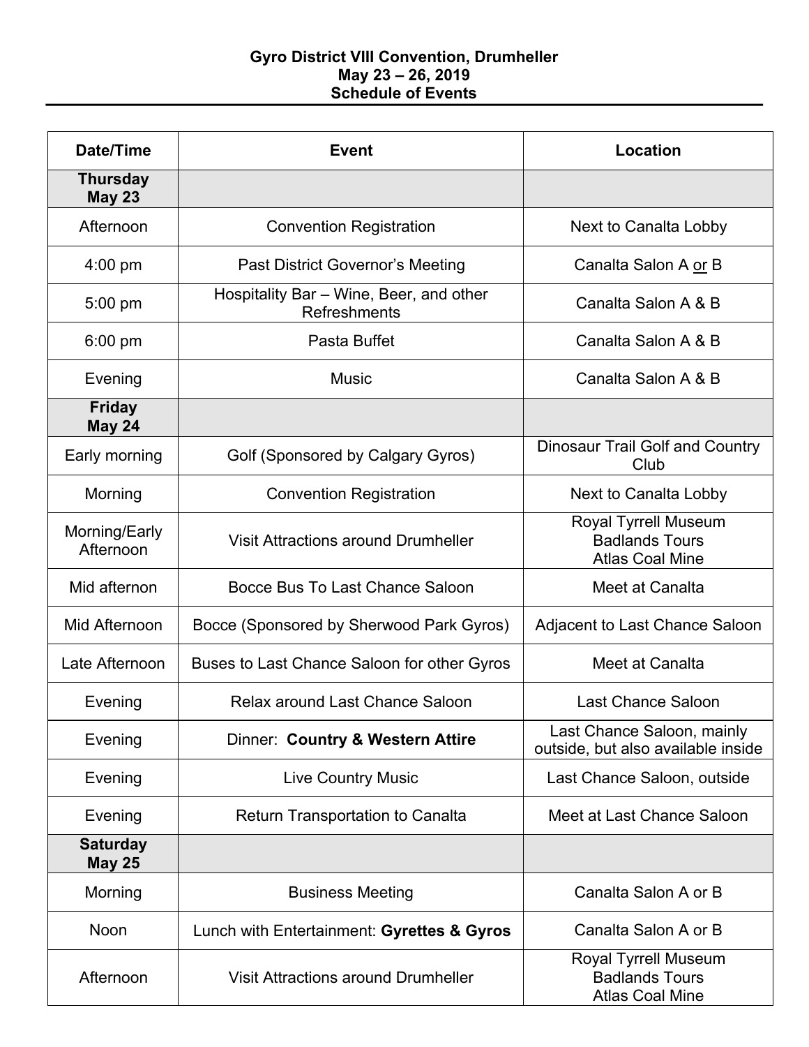**Gyro District VIII Convention, Drumheller**
**May 23 – 26, 2019**
**Schedule of Events**

| Date/Time | Event | Location |
|---|---|---|
| **Thursday May 23** | | |
| Afternoon | Convention Registration | Next to Canalta Lobby |
| 4:00 pm | Past District Governor's Meeting | Canalta Salon A <u>or</u> B |
| 5:00 pm | Hospitality Bar – Wine, Beer, and other Refreshments | Canalta Salon A & B |
| 6:00 pm | Pasta Buffet | Canalta Salon A & B |
| Evening | Music | Canalta Salon A & B |
| **Friday May 24** | | |
| Early morning | Golf (Sponsored by Calgary Gyros) | Dinosaur Trail Golf and Country Club |
| Morning | Convention Registration | Next to Canalta Lobby |
| Morning/Early Afternoon | Visit Attractions around Drumheller | Royal Tyrrell Museum<br>Badlands Tours<br>Atlas Coal Mine |
| Mid afternon | Bocce Bus To Last Chance Saloon | Meet at Canalta |
| Mid Afternoon | Bocce (Sponsored by Sherwood Park Gyros) | Adjacent to Last Chance Saloon |
| Late Afternoon | Buses to Last Chance Saloon for other Gyros | Meet at Canalta |
| Evening | Relax around Last Chance Saloon | Last Chance Saloon |
| Evening | Dinner: **Country & Western Attire** | Last Chance Saloon, mainly outside, but also available inside |
| Evening | Live Country Music | Last Chance Saloon, outside |
| Evening | Return Transportation to Canalta | Meet at Last Chance Saloon |
| **Saturday May 25** | | |
| Morning | Business Meeting | Canalta Salon A or B |
| Noon | Lunch with Entertainment: **Gyrettes & Gyros** | Canalta Salon A or B |
| Afternoon | Visit Attractions around Drumheller | Royal Tyrrell Museum<br>Badlands Tours<br>Atlas Coal Mine |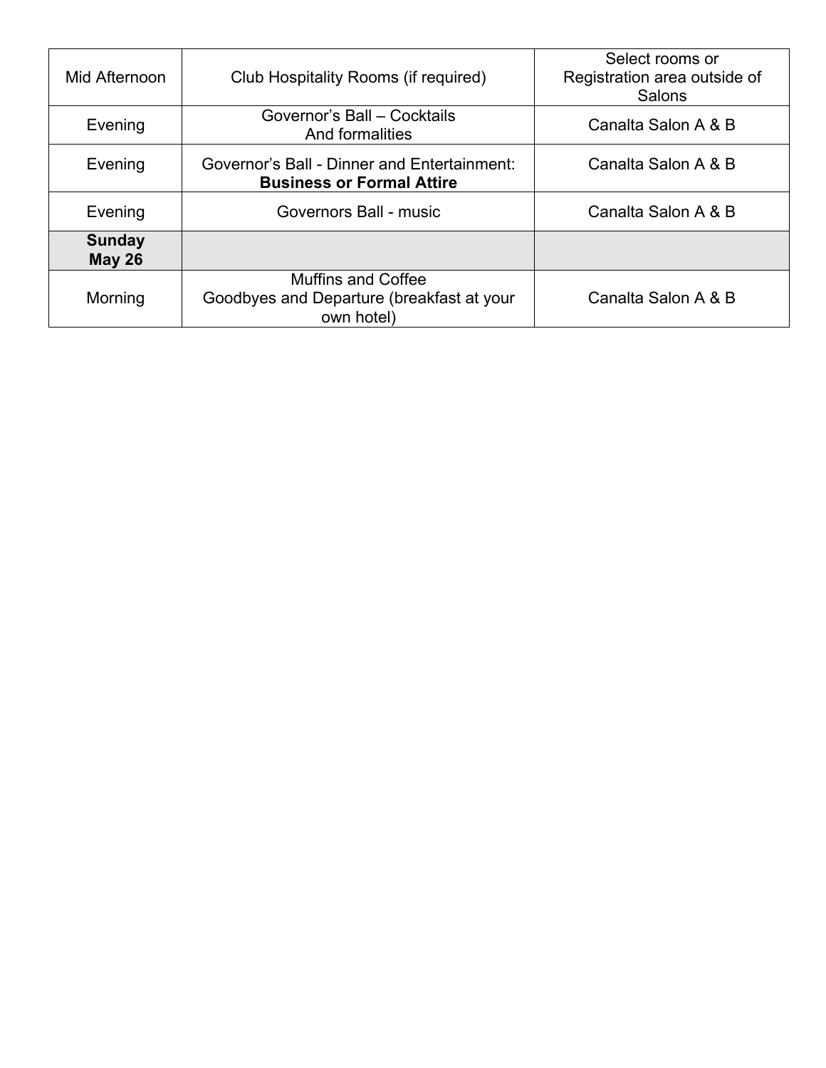| | | |
|---|---|---|
| Mid Afternoon | Club Hospitality Rooms (if required) | Select rooms or Registration area outside of Salons |
| Evening | Governor's Ball – Cocktails And formalities | Canalta Salon A & B |
| Evening | Governor's Ball - Dinner and Entertainment: **Business or Formal Attire** | Canalta Salon A & B |
| Evening | Governors Ball - music | Canalta Salon A & B |
| **Sunday May 26** | | |
| Morning | Muffins and Coffee Goodbyes and Departure (breakfast at your own hotel) | Canalta Salon A & B |